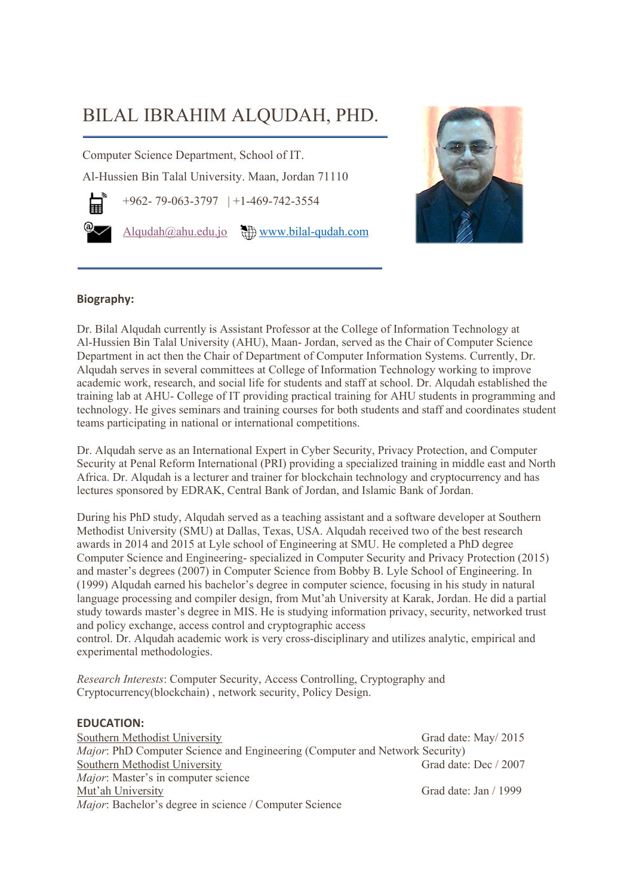# BILAL IBRAHIM ALQUDAH, PHD.

Computer Science Department, School of IT.

Al-Hussien Bin Talal University. Maan, Jordan 71110

+962- 79-063-3797 | +1-469-742-3554

Alqudah@ahu.edu.jo www.bilal-qudah.com

## Biography:

Dr. Bilal Alqudah currently is Assistant Professor at the College of Information Technology at Al-Hussien Bin Talal University (AHU), Maan- Jordan, served as the Chair of Computer Science Department in act then the Chair of Department of Computer Information Systems. Currently, Dr. Alqudah serves in several committees at College of Information Technology working to improve academic work, research, and social life for students and staff at school. Dr. Alqudah established the training lab at AHU- College of IT providing practical training for AHU students in programming and technology. He gives seminars and training courses for both students and staff and coordinates student teams participating in national or international competitions.

Dr. Alqudah serve as an International Expert in Cyber Security, Privacy Protection, and Computer Security at Penal Reform International (PRI) providing a specialized training in middle east and North Africa. Dr. Alqudah is a lecturer and trainer for blockchain technology and cryptocurrency and has lectures sponsored by EDRAK, Central Bank of Jordan, and Islamic Bank of Jordan.

During his PhD study, Alqudah served as a teaching assistant and a software developer at Southern Methodist University (SMU) at Dallas, Texas, USA. Alqudah received two of the best research awards in 2014 and 2015 at Lyle school of Engineering at SMU. He completed a PhD degree Computer Science and Engineering- specialized in Computer Security and Privacy Protection (2015) and master's degrees (2007) in Computer Science from Bobby B. Lyle School of Engineering. In (1999) Alqudah earned his bachelor's degree in computer science, focusing in his study in natural language processing and compiler design, from Mut'ah University at Karak, Jordan. He did a partial study towards master's degree in MIS. He is studying information privacy, security, networked trust and policy exchange, access control and cryptographic access control. Dr. Alqudah academic work is very cross-disciplinary and utilizes analytic, empirical and experimental methodologies.

*Research Interests*: Computer Security, Access Controlling, Cryptography and Cryptocurrency(blockchain) , network security, Policy Design.

## EDUCATION:

Southern Methodist University — Grad date: May/ 2015
*Major*: PhD Computer Science and Engineering (Computer and Network Security)

Southern Methodist University — Grad date: Dec / 2007
*Major*: Master's in computer science

Mut'ah University — Grad date: Jan / 1999
*Major*: Bachelor's degree in science / Computer Science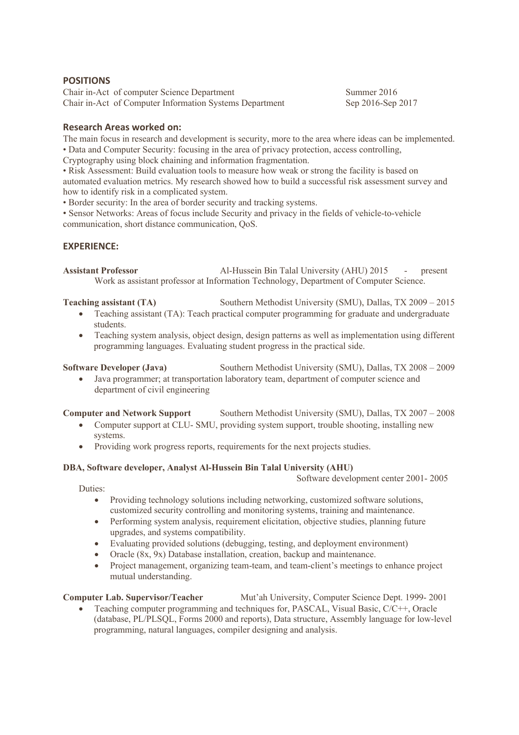## POSITIONS

Chair in-Act of computer Science Department — Summer 2016
Chair in-Act of Computer Information Systems Department — Sep 2016-Sep 2017

## Research Areas worked on:

The main focus in research and development is security, more to the area where ideas can be implemented.

- Data and Computer Security: focusing in the area of privacy protection, access controlling, Cryptography using block chaining and information fragmentation.
- Risk Assessment: Build evaluation tools to measure how weak or strong the facility is based on automated evaluation metrics. My research showed how to build a successful risk assessment survey and how to identify risk in a complicated system.
- Border security: In the area of border security and tracking systems.
- Sensor Networks: Areas of focus include Security and privacy in the fields of vehicle-to-vehicle communication, short distance communication, QoS.

## EXPERIENCE:

**Assistant Professor** — Al-Hussein Bin Talal University (AHU) 2015 - present

Work as assistant professor at Information Technology, Department of Computer Science.

**Teaching assistant (TA)** — Southern Methodist University (SMU), Dallas, TX 2009 – 2015

- Teaching assistant (TA): Teach practical computer programming for graduate and undergraduate students.
- Teaching system analysis, object design, design patterns as well as implementation using different programming languages. Evaluating student progress in the practical side.

**Software Developer (Java)** — Southern Methodist University (SMU), Dallas, TX 2008 – 2009

- Java programmer; at transportation laboratory team, department of computer science and department of civil engineering

**Computer and Network Support** — Southern Methodist University (SMU), Dallas, TX 2007 – 2008

- Computer support at CLU- SMU, providing system support, trouble shooting, installing new systems.
- Providing work progress reports, requirements for the next projects studies.

**DBA, Software developer, Analyst Al-Hussein Bin Talal University (AHU)**

Software development center 2001- 2005

Duties:

- Providing technology solutions including networking, customized software solutions, customized security controlling and monitoring systems, training and maintenance.
- Performing system analysis, requirement elicitation, objective studies, planning future upgrades, and systems compatibility.
- Evaluating provided solutions (debugging, testing, and deployment environment)
- Oracle (8x, 9x) Database installation, creation, backup and maintenance.
- Project management, organizing team-team, and team-client's meetings to enhance project mutual understanding.

**Computer Lab. Supervisor/Teacher** — Mut'ah University, Computer Science Dept. 1999- 2001

- Teaching computer programming and techniques for, PASCAL, Visual Basic, C/C++, Oracle (database, PL/PLSQL, Forms 2000 and reports), Data structure, Assembly language for low-level programming, natural languages, compiler designing and analysis.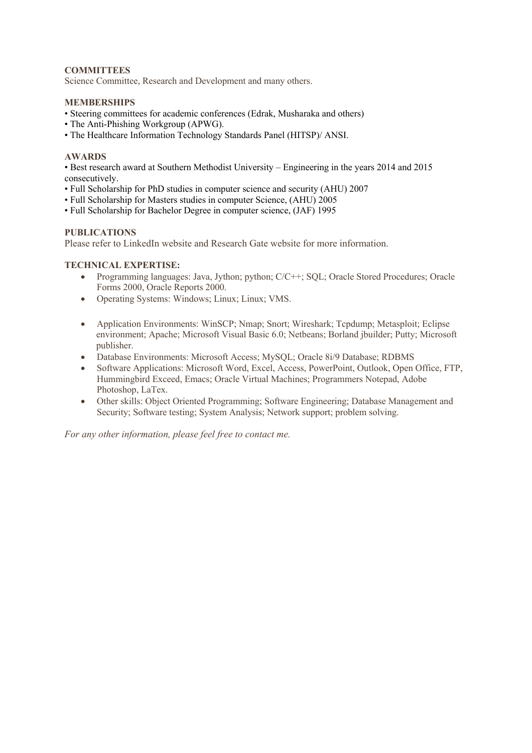## COMMITTEES

Science Committee, Research and Development and many others.

## MEMBERSHIPS

- Steering committees for academic conferences (Edrak, Musharaka and others)
- The Anti-Phishing Workgroup (APWG).
- The Healthcare Information Technology Standards Panel (HITSP)/ ANSI.

## AWARDS

- Best research award at Southern Methodist University – Engineering in the years 2014 and 2015 consecutively.
- Full Scholarship for PhD studies in computer science and security (AHU) 2007
- Full Scholarship for Masters studies in computer Science, (AHU) 2005
- Full Scholarship for Bachelor Degree in computer science, (JAF) 1995

## PUBLICATIONS

Please refer to LinkedIn website and Research Gate website for more information.

## TECHNICAL EXPERTISE:

- Programming languages: Java, Jython; python; C/C++; SQL; Oracle Stored Procedures; Oracle Forms 2000, Oracle Reports 2000.
- Operating Systems: Windows; Linux; Linux; VMS.
- Application Environments: WinSCP; Nmap; Snort; Wireshark; Tcpdump; Metasploit; Eclipse environment; Apache; Microsoft Visual Basic 6.0; Netbeans; Borland jbuilder; Putty; Microsoft publisher.
- Database Environments: Microsoft Access; MySQL; Oracle 8i/9 Database; RDBMS
- Software Applications: Microsoft Word, Excel, Access, PowerPoint, Outlook, Open Office, FTP, Hummingbird Exceed, Emacs; Oracle Virtual Machines; Programmers Notepad, Adobe Photoshop, LaTex.
- Other skills: Object Oriented Programming; Software Engineering; Database Management and Security; Software testing; System Analysis; Network support; problem solving.

*For any other information, please feel free to contact me.*